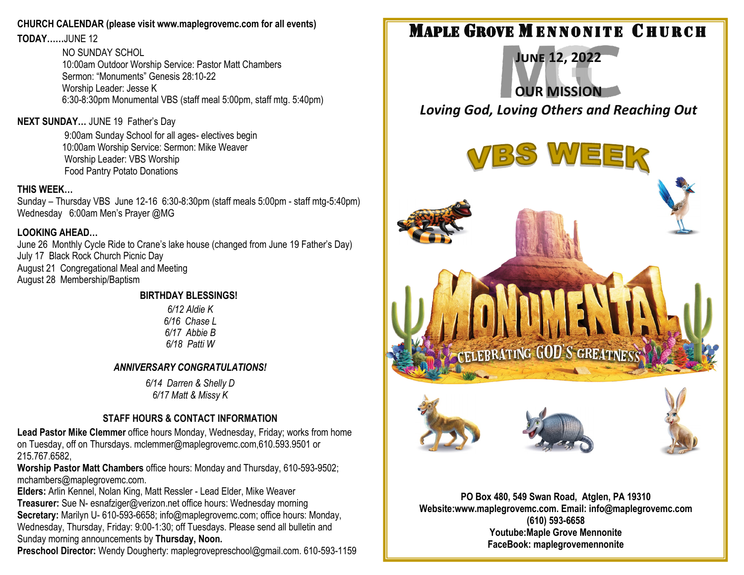**CHURCH CALENDAR (please visit www.maplegrovemc.com for all events)**

**TODAY……**JUNE 12

NO SUNDAY SCHOL
10:00am Outdoor Worship Service: Pastor Matt Chambers
Sermon: "Monuments" Genesis 28:10-22
Worship Leader: Jesse K
6:30-8:30pm Monumental VBS (staff meal 5:00pm, staff mtg. 5:40pm)

**NEXT SUNDAY…** JUNE 19 Father's Day

9:00am Sunday School for all ages- electives begin
10:00am Worship Service: Sermon: Mike Weaver
Worship Leader: VBS Worship
Food Pantry Potato Donations

**THIS WEEK…**

Sunday – Thursday VBS June 12-16 6:30-8:30pm (staff meals 5:00pm - staff mtg-5:40pm)
Wednesday 6:00am Men's Prayer @MG

**LOOKING AHEAD…**

June 26 Monthly Cycle Ride to Crane's lake house (changed from June 19 Father's Day)
July 17 Black Rock Church Picnic Day
August 21 Congregational Meal and Meeting
August 28 Membership/Baptism

**BIRTHDAY BLESSINGS!**

*6/12 Aldie K*
*6/16 Chase L*
*6/17 Abbie B*
*6/18 Patti W*

***ANNIVERSARY CONGRATULATIONS!***

*6/14 Darren & Shelly D*
*6/17 Matt & Missy K*

**STAFF HOURS & CONTACT INFORMATION**

**Lead Pastor Mike Clemmer** office hours Monday, Wednesday, Friday; works from home on Tuesday, off on Thursdays. mclemmer@maplegrovemc.com,610.593.9501 or 215.767.6582,
**Worship Pastor Matt Chambers** office hours: Monday and Thursday, 610-593-9502; mchambers@maplegrovemc.com.
**Elders:** Arlin Kennel, Nolan King, Matt Ressler - Lead Elder, Mike Weaver
**Treasurer:** Sue N- esnafziger@verizon.net office hours: Wednesday morning
**Secretary:** Marilyn U- 610-593-6658; info@maplegrovemc.com; office hours: Monday, Wednesday, Thursday, Friday: 9:00-1:30; off Tuesdays. Please send all bulletin and Sunday morning announcements by **Thursday, Noon.**
**Preschool Director:** Wendy Dougherty: maplegrovepreschool@gmail.com. 610-593-1159

# MAPLE GROVE MENNONITE CHURCH

**JUNE 12, 2022**

**OUR MISSION**

***Loving God, Loving Others and Reaching Out***

## VBS WEEK

MONUMENTAL
CELEBRATING GOD'S GREATNESS

**PO Box 480, 549 Swan Road, Atglen, PA 19310**
**Website:www.maplegrovemc.com. Email: info@maplegrovemc.com**
**(610) 593-6658**
**Youtube:Maple Grove Mennonite**
**FaceBook: maplegrovemennonite**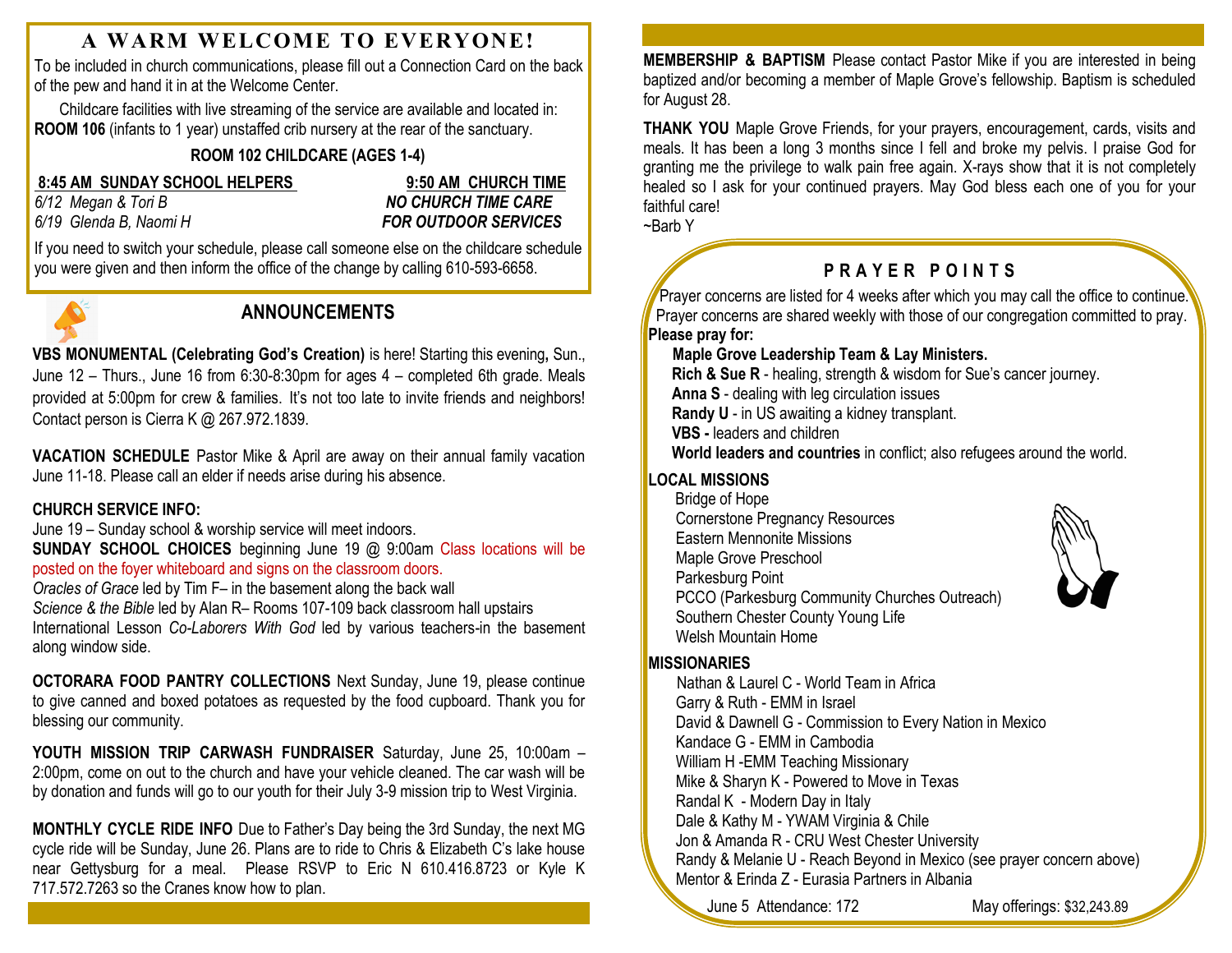# A WARM WELCOME TO EVERYONE!

To be included in church communications, please fill out a Connection Card on the back of the pew and hand it in at the Welcome Center.

Childcare facilities with live streaming of the service are available and located in: **ROOM 106** (infants to 1 year) unstaffed crib nursery at the rear of the sanctuary.

**ROOM 102 CHILDCARE (AGES 1-4)**

| **8:45 AM SUNDAY SCHOOL HELPERS** | **9:50 AM CHURCH TIME** |
|---|---|
| *6/12 Megan & Tori B* | ***NO CHURCH TIME CARE*** |
| *6/19 Glenda B, Naomi H* | ***FOR OUTDOOR SERVICES*** |

If you need to switch your schedule, please call someone else on the childcare schedule you were given and then inform the office of the change by calling 610-593-6658.

## ANNOUNCEMENTS

**VBS MONUMENTAL (Celebrating God's Creation)** is here! Starting this evening**,** Sun., June 12 – Thurs., June 16 from 6:30-8:30pm for ages 4 – completed 6th grade. Meals provided at 5:00pm for crew & families. It's not too late to invite friends and neighbors! Contact person is Cierra K @ 267.972.1839.

**VACATION SCHEDULE** Pastor Mike & April are away on their annual family vacation June 11-18. Please call an elder if needs arise during his absence.

**CHURCH SERVICE INFO:**
June 19 – Sunday school & worship service will meet indoors.
**SUNDAY SCHOOL CHOICES** beginning June 19 @ 9:00am Class locations will be posted on the foyer whiteboard and signs on the classroom doors.
*Oracles of Grace* led by Tim F– in the basement along the back wall
*Science & the Bible* led by Alan R– Rooms 107-109 back classroom hall upstairs
International Lesson *Co-Laborers With God* led by various teachers-in the basement along window side.

**OCTORARA FOOD PANTRY COLLECTIONS** Next Sunday, June 19, please continue to give canned and boxed potatoes as requested by the food cupboard. Thank you for blessing our community.

**YOUTH MISSION TRIP CARWASH FUNDRAISER** Saturday, June 25, 10:00am – 2:00pm, come on out to the church and have your vehicle cleaned. The car wash will be by donation and funds will go to our youth for their July 3-9 mission trip to West Virginia.

**MONTHLY CYCLE RIDE INFO** Due to Father's Day being the 3rd Sunday, the next MG cycle ride will be Sunday, June 26. Plans are to ride to Chris & Elizabeth C's lake house near Gettysburg for a meal. Please RSVP to Eric N 610.416.8723 or Kyle K 717.572.7263 so the Cranes know how to plan.

**MEMBERSHIP & BAPTISM** Please contact Pastor Mike if you are interested in being baptized and/or becoming a member of Maple Grove's fellowship. Baptism is scheduled for August 28.

**THANK YOU** Maple Grove Friends, for your prayers, encouragement, cards, visits and meals. It has been a long 3 months since I fell and broke my pelvis. I praise God for granting me the privilege to walk pain free again. X-rays show that it is not completely healed so I ask for your continued prayers. May God bless each one of you for your faithful care!
~Barb Y

## PRAYER POINTS

Prayer concerns are listed for 4 weeks after which you may call the office to continue. Prayer concerns are shared weekly with those of our congregation committed to pray.

**Please pray for:**

- **Maple Grove Leadership Team & Lay Ministers.**
- **Rich & Sue R** - healing, strength & wisdom for Sue's cancer journey.
- **Anna S** - dealing with leg circulation issues
- **Randy U** - in US awaiting a kidney transplant.
- **VBS -** leaders and children
- **World leaders and countries** in conflict; also refugees around the world.

**LOCAL MISSIONS**

- Bridge of Hope
- Cornerstone Pregnancy Resources
- Eastern Mennonite Missions
- Maple Grove Preschool
- Parkesburg Point
- PCCO (Parkesburg Community Churches Outreach)
- Southern Chester County Young Life
- Welsh Mountain Home

**MISSIONARIES**

- Nathan & Laurel C - World Team in Africa
- Garry & Ruth - EMM in Israel
- David & Dawnell G - Commission to Every Nation in Mexico
- Kandace G - EMM in Cambodia
- William H -EMM Teaching Missionary
- Mike & Sharyn K - Powered to Move in Texas
- Randal K - Modern Day in Italy
- Dale & Kathy M - YWAM Virginia & Chile
- Jon & Amanda R - CRU West Chester University
- Randy & Melanie U - Reach Beyond in Mexico (see prayer concern above)
- Mentor & Erinda Z - Eurasia Partners in Albania

June 5 Attendance: 172 May offerings: $32,243.89